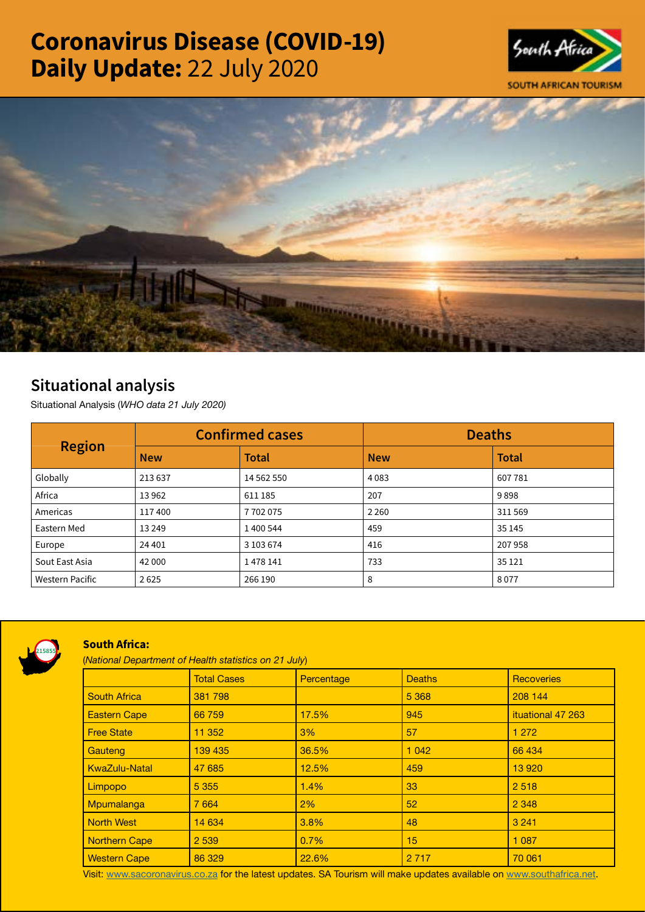# Coronavirus Disease (COVID-19) Daily Update: 22 July 2020

## Situational analysis

Situational Analysis (*WHO data 21 July 2020)*

| Region | Confirmed cases | | Deaths | |
|---|---|---|---|---|
| | New | Total | New | Total |
| Globally | 213 637 | 14 562 550 | 4 083 | 607 781 |
| Africa | 13 962 | 611 185 | 207 | 9 898 |
| Americas | 117 400 | 7 702 075 | 2 260 | 311 569 |
| Eastern Med | 13 249 | 1 400 544 | 459 | 35 145 |
| Europe | 24 401 | 3 103 674 | 416 | 207 958 |
| Sout East Asia | 42 000 | 1 478 141 | 733 | 35 121 |
| Western Pacific | 2 625 | 266 190 | 8 | 8 077 |

**South Africa:**

(*National Department of Health statistics on 21 July*)

| | Total Cases | Percentage | Deaths | Recoveries |
|---|---|---|---|---|
| South Africa | 381 798 | | 5 368 | 208 144 |
| Eastern Cape | 66 759 | 17.5% | 945 | ituational 47 263 |
| Free State | 11 352 | 3% | 57 | 1 272 |
| Gauteng | 139 435 | 36.5% | 1 042 | 66 434 |
| KwaZulu-Natal | 47 685 | 12.5% | 459 | 13 920 |
| Limpopo | 5 355 | 1.4% | 33 | 2 518 |
| Mpumalanga | 7 664 | 2% | 52 | 2 348 |
| North West | 14 634 | 3.8% | 48 | 3 241 |
| Northern Cape | 2 539 | 0.7% | 15 | 1 087 |
| Western Cape | 86 329 | 22.6% | 2 717 | 70 061 |

Visit: www.sacoronavirus.co.za for the latest updates. SA Tourism will make updates available on www.southafrica.net.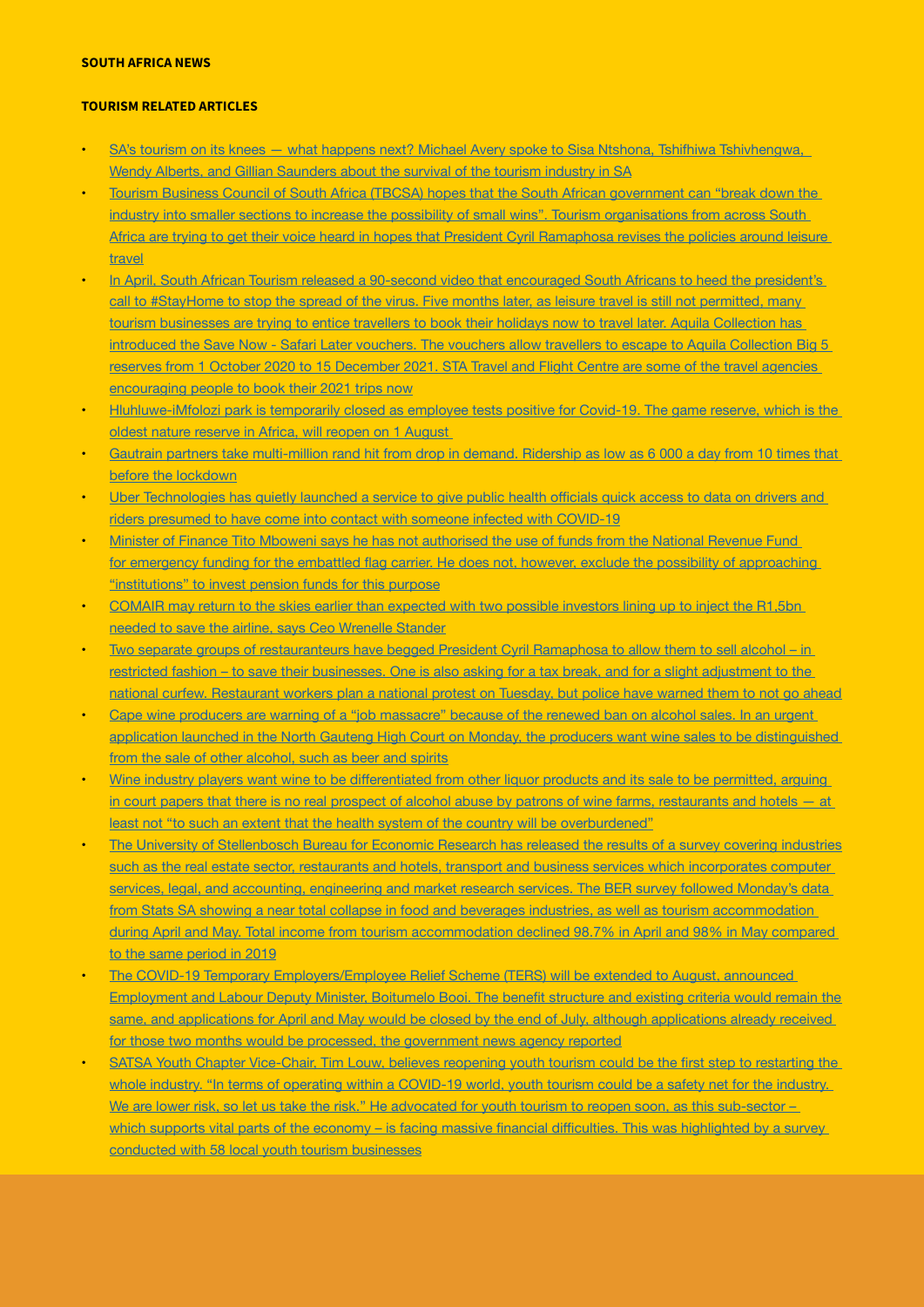**SOUTH AFRICA NEWS**

**TOURISM RELATED ARTICLES**

- SA's tourism on its knees — what happens next? Michael Avery spoke to Sisa Ntshona, Tshifhiwa Tshivhengwa, Wendy Alberts, and Gillian Saunders about the survival of the tourism industry in SA
- Tourism Business Council of South Africa (TBCSA) hopes that the South African government can "break down the industry into smaller sections to increase the possibility of small wins". Tourism organisations from across South Africa are trying to get their voice heard in hopes that President Cyril Ramaphosa revises the policies around leisure travel
- In April, South African Tourism released a 90-second video that encouraged South Africans to heed the president's call to #StayHome to stop the spread of the virus. Five months later, as leisure travel is still not permitted, many tourism businesses are trying to entice travellers to book their holidays now to travel later. Aquila Collection has introduced the Save Now - Safari Later vouchers. The vouchers allow travellers to escape to Aquila Collection Big 5 reserves from 1 October 2020 to 15 December 2021. STA Travel and Flight Centre are some of the travel agencies encouraging people to book their 2021 trips now
- Hluhluwe-iMfolozi park is temporarily closed as employee tests positive for Covid-19. The game reserve, which is the oldest nature reserve in Africa, will reopen on 1 August
- Gautrain partners take multi-million rand hit from drop in demand. Ridership as low as 6 000 a day from 10 times that before the lockdown
- Uber Technologies has quietly launched a service to give public health officials quick access to data on drivers and riders presumed to have come into contact with someone infected with COVID-19
- Minister of Finance Tito Mboweni says he has not authorised the use of funds from the National Revenue Fund for emergency funding for the embattled flag carrier. He does not, however, exclude the possibility of approaching "institutions" to invest pension funds for this purpose
- COMAIR may return to the skies earlier than expected with two possible investors lining up to inject the R1,5bn needed to save the airline, says Ceo Wrenelle Stander
- Two separate groups of restauranteurs have begged President Cyril Ramaphosa to allow them to sell alcohol – in restricted fashion – to save their businesses. One is also asking for a tax break, and for a slight adjustment to the national curfew. Restaurant workers plan a national protest on Tuesday, but police have warned them to not go ahead
- Cape wine producers are warning of a "job massacre" because of the renewed ban on alcohol sales. In an urgent application launched in the North Gauteng High Court on Monday, the producers want wine sales to be distinguished from the sale of other alcohol, such as beer and spirits
- Wine industry players want wine to be differentiated from other liquor products and its sale to be permitted, arguing in court papers that there is no real prospect of alcohol abuse by patrons of wine farms, restaurants and hotels — at least not "to such an extent that the health system of the country will be overburdened"
- The University of Stellenbosch Bureau for Economic Research has released the results of a survey covering industries such as the real estate sector, restaurants and hotels, transport and business services which incorporates computer services, legal, and accounting, engineering and market research services. The BER survey followed Monday's data from Stats SA showing a near total collapse in food and beverages industries, as well as tourism accommodation during April and May. Total income from tourism accommodation declined 98.7% in April and 98% in May compared to the same period in 2019
- The COVID-19 Temporary Employers/Employee Relief Scheme (TERS) will be extended to August, announced Employment and Labour Deputy Minister, Boitumelo Booi. The benefit structure and existing criteria would remain the same, and applications for April and May would be closed by the end of July, although applications already received for those two months would be processed, the government news agency reported
- SATSA Youth Chapter Vice-Chair, Tim Louw, believes reopening youth tourism could be the first step to restarting the whole industry. "In terms of operating within a COVID-19 world, youth tourism could be a safety net for the industry. We are lower risk, so let us take the risk." He advocated for youth tourism to reopen soon, as this sub-sector – which supports vital parts of the economy – is facing massive financial difficulties. This was highlighted by a survey conducted with 58 local youth tourism businesses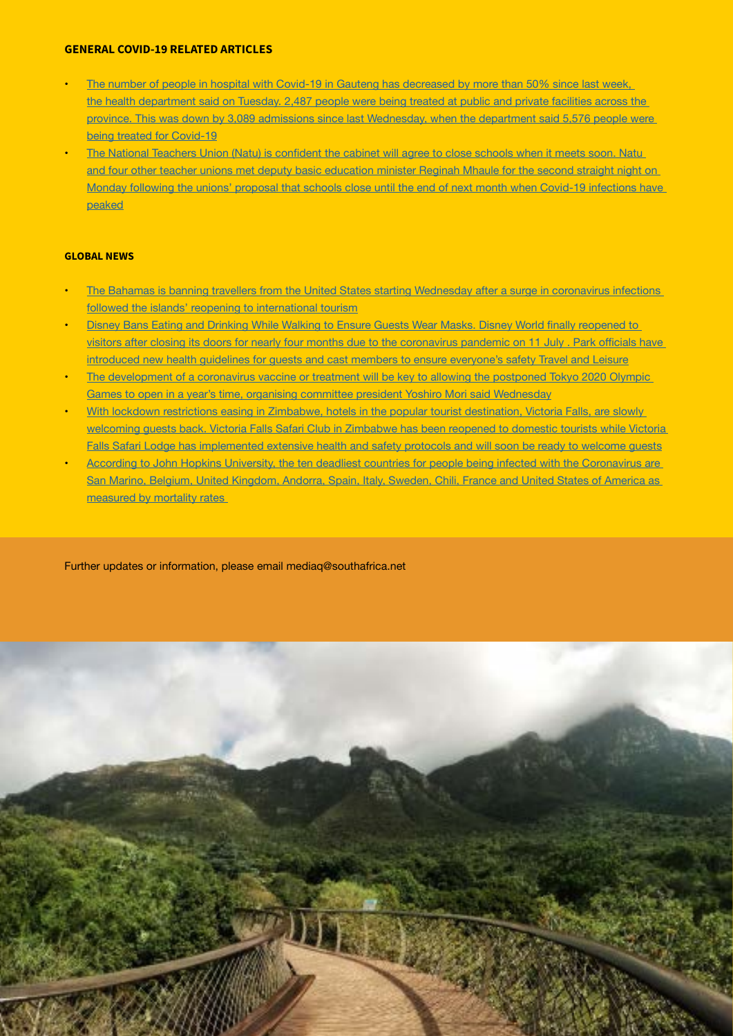## GENERAL COVID-19 RELATED ARTICLES

- The number of people in hospital with Covid-19 in Gauteng has decreased by more than 50% since last week, the health department said on Tuesday. 2,487 people were being treated at public and private facilities across the province. This was down by 3,089 admissions since last Wednesday, when the department said 5,576 people were being treated for Covid-19
- The National Teachers Union (Natu) is confident the cabinet will agree to close schools when it meets soon. Natu and four other teacher unions met deputy basic education minister Reginah Mhaule for the second straight night on Monday following the unions' proposal that schools close until the end of next month when Covid-19 infections have peaked

## GLOBAL NEWS

- The Bahamas is banning travellers from the United States starting Wednesday after a surge in coronavirus infections followed the islands' reopening to international tourism
- Disney Bans Eating and Drinking While Walking to Ensure Guests Wear Masks. Disney World finally reopened to visitors after closing its doors for nearly four months due to the coronavirus pandemic on 11 July . Park officials have introduced new health guidelines for guests and cast members to ensure everyone's safety Travel and Leisure
- The development of a coronavirus vaccine or treatment will be key to allowing the postponed Tokyo 2020 Olympic Games to open in a year's time, organising committee president Yoshiro Mori said Wednesday
- With lockdown restrictions easing in Zimbabwe, hotels in the popular tourist destination, Victoria Falls, are slowly welcoming guests back. Victoria Falls Safari Club in Zimbabwe has been reopened to domestic tourists while Victoria Falls Safari Lodge has implemented extensive health and safety protocols and will soon be ready to welcome guests
- According to John Hopkins University, the ten deadliest countries for people being infected with the Coronavirus are San Marino, Belgium, United Kingdom, Andorra, Spain, Italy, Sweden, Chili, France and United States of America as measured by mortality rates

Further updates or information, please email mediaq@southafrica.net